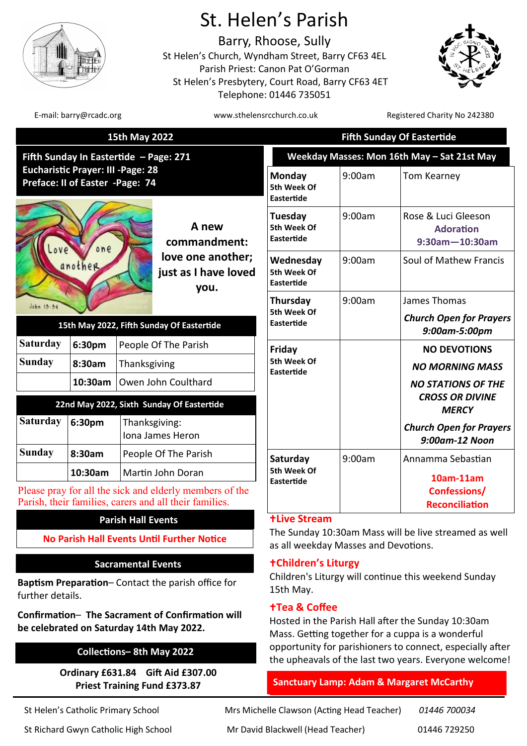# St. Helen's Parish

## Barry, Rhoose, Sully

St Helen's Church, Wyndham Street, Barry CF63 4EL
Parish Priest: Canon Pat O'Gorman
St Helen's Presbytery, Court Road, Barry CF63 4ET
Telephone: 01446 735051

E-mail: barry@rcadc.org | www.sthelensrcchurch.co.uk | Registered Charity No 242380

## 15th May 2022 — Fifth Sunday Of Eastertide

**Fifth Sunday In Eastertide – Page: 271**
**Eucharistic Prayer: III -Page: 28**
**Preface: II of Easter -Page: 74**

**A new commandment: love one another; just as I have loved you.**

### 15th May 2022, Fifth Sunday Of Eastertide

| | | |
|---|---|---|
| Saturday | 6:30pm | People Of The Parish |
| Sunday | 8:30am | Thanksgiving |
| | 10:30am | Owen John Coulthard |

### 22nd May 2022, Sixth Sunday Of Eastertide

| | | |
|---|---|---|
| Saturday | 6:30pm | Thanksgiving: Iona James Heron |
| Sunday | 8:30am | People Of The Parish |
| | 10:30am | Martin John Doran |

Please pray for all the sick and elderly members of the Parish, their families, carers and all their families.

### Parish Hall Events

**No Parish Hall Events Until Further Notice**

### Sacramental Events

**Baptism Preparation**– Contact the parish office for further details.

**Confirmation**– **The Sacrament of Confirmation will be celebrated on Saturday 14th May 2022.**

### Collections– 8th May 2022

**Ordinary £631.84 Gift Aid £307.00**
**Priest Training Fund £373.87**

### Weekday Masses: Mon 16th May – Sat 21st May

| | | |
|---|---|---|
| **Monday** 5th Week Of Eastertide | 9:00am | Tom Kearney |
| **Tuesday** 5th Week Of Eastertide | 9:00am | Rose & Luci Gleeson<br>**Adoration 9:30am—10:30am** |
| **Wednesday** 5th Week Of Eastertide | 9:00am | Soul of Mathew Francis |
| **Thursday** 5th Week Of Eastertide | 9:00am | James Thomas<br>***Church Open for Prayers 9:00am-5:00pm*** |
| **Friday** 5th Week Of Eastertide | | **NO DEVOTIONS**<br>***NO MORNING MASS***<br>***NO STATIONS OF THE CROSS OR DIVINE MERCY***<br>***Church Open for Prayers 9:00am-12 Noon*** |
| **Saturday** 5th Week Of Eastertide | 9:00am | Annamma Sebastian<br>**10am-11am Confessions/ Reconciliation** |

**†Live Stream**
The Sunday 10:30am Mass will be live streamed as well as all weekday Masses and Devotions.

**†Children's Liturgy**
Children's Liturgy will continue this weekend Sunday 15th May.

**†Tea & Coffee**
Hosted in the Parish Hall after the Sunday 10:30am Mass. Getting together for a cuppa is a wonderful opportunity for parishioners to connect, especially after the upheavals of the last two years. Everyone welcome!

**Sanctuary Lamp: Adam & Margaret McCarthy**

| | | |
|---|---|---|
| St Helen's Catholic Primary School | Mrs Michelle Clawson (Acting Head Teacher) | *01446 700034* |
| St Richard Gwyn Catholic High School | Mr David Blackwell (Head Teacher) | 01446 729250 |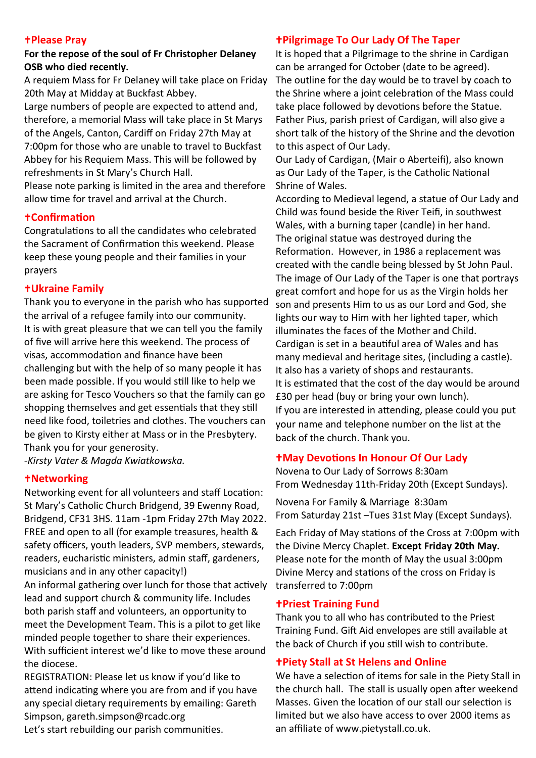## ✝Please Pray

**For the repose of the soul of Fr Christopher Delaney OSB who died recently.**

A requiem Mass for Fr Delaney will take place on Friday 20th May at Midday at Buckfast Abbey.

Large numbers of people are expected to attend and, therefore, a memorial Mass will take place in St Marys of the Angels, Canton, Cardiff on Friday 27th May at 7:00pm for those who are unable to travel to Buckfast Abbey for his Requiem Mass. This will be followed by refreshments in St Mary's Church Hall.

Please note parking is limited in the area and therefore allow time for travel and arrival at the Church.

## ✝Confirmation

Congratulations to all the candidates who celebrated the Sacrament of Confirmation this weekend. Please keep these young people and their families in your prayers

## ✝Ukraine Family

Thank you to everyone in the parish who has supported the arrival of a refugee family into our community.

It is with great pleasure that we can tell you the family of five will arrive here this weekend. The process of visas, accommodation and finance have been challenging but with the help of so many people it has been made possible. If you would still like to help we are asking for Tesco Vouchers so that the family can go shopping themselves and get essentials that they still need like food, toiletries and clothes. The vouchers can be given to Kirsty either at Mass or in the Presbytery. Thank you for your generosity.

*-Kirsty Vater & Magda Kwiatkowska.*

## ✝Networking

Networking event for all volunteers and staff Location: St Mary's Catholic Church Bridgend, 39 Ewenny Road, Bridgend, CF31 3HS. 11am -1pm Friday 27th May 2022. FREE and open to all (for example treasures, health & safety officers, youth leaders, SVP members, stewards, readers, eucharistic ministers, admin staff, gardeners, musicians and in any other capacity!)

An informal gathering over lunch for those that actively lead and support church & community life. Includes both parish staff and volunteers, an opportunity to meet the Development Team. This is a pilot to get like minded people together to share their experiences. With sufficient interest we'd like to move these around the diocese.

REGISTRATION: Please let us know if you'd like to attend indicating where you are from and if you have any special dietary requirements by emailing: Gareth Simpson, gareth.simpson@rcadc.org

Let's start rebuilding our parish communities.

## ✝Pilgrimage To Our Lady Of The Taper

It is hoped that a Pilgrimage to the shrine in Cardigan can be arranged for October (date to be agreed).

The outline for the day would be to travel by coach to the Shrine where a joint celebration of the Mass could take place followed by devotions before the Statue. Father Pius, parish priest of Cardigan, will also give a short talk of the history of the Shrine and the devotion to this aspect of Our Lady.

Our Lady of Cardigan, (Mair o Aberteifi), also known as Our Lady of the Taper, is the Catholic National Shrine of Wales.

According to Medieval legend, a statue of Our Lady and Child was found beside the River Teifi, in southwest Wales, with a burning taper (candle) in her hand.

The original statue was destroyed during the Reformation. However, in 1986 a replacement was created with the candle being blessed by St John Paul.

The image of Our Lady of the Taper is one that portrays great comfort and hope for us as the Virgin holds her son and presents Him to us as our Lord and God, she lights our way to Him with her lighted taper, which illuminates the faces of the Mother and Child.

Cardigan is set in a beautiful area of Wales and has many medieval and heritage sites, (including a castle). It also has a variety of shops and restaurants.

It is estimated that the cost of the day would be around £30 per head (buy or bring your own lunch).

If you are interested in attending, please could you put your name and telephone number on the list at the back of the church. Thank you.

## ✝May Devotions In Honour Of Our Lady

Novena to Our Lady of Sorrows 8:30am
From Wednesday 11th-Friday 20th (Except Sundays).

Novena For Family & Marriage 8:30am
From Saturday 21st –Tues 31st May (Except Sundays).

Each Friday of May stations of the Cross at 7:00pm with the Divine Mercy Chaplet. **Except Friday 20th May.** Please note for the month of May the usual 3:00pm Divine Mercy and stations of the cross on Friday is transferred to 7:00pm

## ✝Priest Training Fund

Thank you to all who has contributed to the Priest Training Fund. Gift Aid envelopes are still available at the back of Church if you still wish to contribute.

## ✝Piety Stall at St Helens and Online

We have a selection of items for sale in the Piety Stall in the church hall. The stall is usually open after weekend Masses. Given the location of our stall our selection is limited but we also have access to over 2000 items as an affiliate of www.pietystall.co.uk.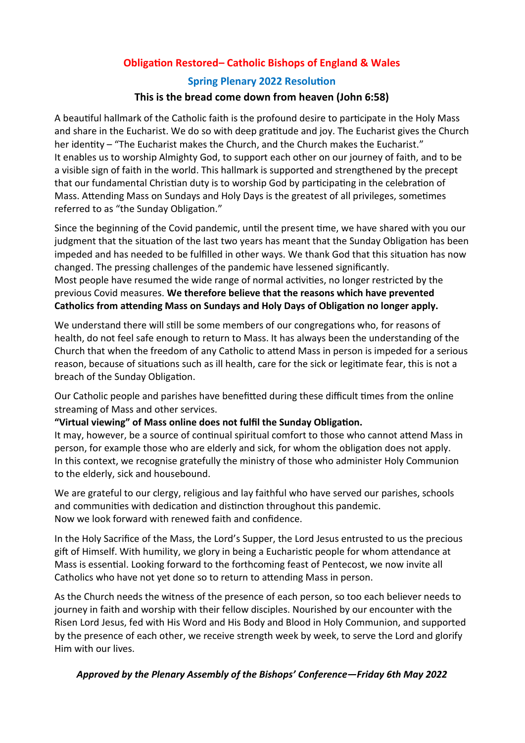## Obligation Restored– Catholic Bishops of England & Wales

### Spring Plenary 2022 Resolution

### This is the bread come down from heaven (John 6:58)

A beautiful hallmark of the Catholic faith is the profound desire to participate in the Holy Mass and share in the Eucharist. We do so with deep gratitude and joy. The Eucharist gives the Church her identity – "The Eucharist makes the Church, and the Church makes the Eucharist." It enables us to worship Almighty God, to support each other on our journey of faith, and to be a visible sign of faith in the world. This hallmark is supported and strengthened by the precept that our fundamental Christian duty is to worship God by participating in the celebration of Mass. Attending Mass on Sundays and Holy Days is the greatest of all privileges, sometimes referred to as "the Sunday Obligation."

Since the beginning of the Covid pandemic, until the present time, we have shared with you our judgment that the situation of the last two years has meant that the Sunday Obligation has been impeded and has needed to be fulfilled in other ways. We thank God that this situation has now changed. The pressing challenges of the pandemic have lessened significantly. Most people have resumed the wide range of normal activities, no longer restricted by the previous Covid measures. **We therefore believe that the reasons which have prevented Catholics from attending Mass on Sundays and Holy Days of Obligation no longer apply.**

We understand there will still be some members of our congregations who, for reasons of health, do not feel safe enough to return to Mass. It has always been the understanding of the Church that when the freedom of any Catholic to attend Mass in person is impeded for a serious reason, because of situations such as ill health, care for the sick or legitimate fear, this is not a breach of the Sunday Obligation.

Our Catholic people and parishes have benefitted during these difficult times from the online streaming of Mass and other services.
**"Virtual viewing" of Mass online does not fulfil the Sunday Obligation.**
It may, however, be a source of continual spiritual comfort to those who cannot attend Mass in person, for example those who are elderly and sick, for whom the obligation does not apply. In this context, we recognise gratefully the ministry of those who administer Holy Communion to the elderly, sick and housebound.

We are grateful to our clergy, religious and lay faithful who have served our parishes, schools and communities with dedication and distinction throughout this pandemic.
Now we look forward with renewed faith and confidence.

In the Holy Sacrifice of the Mass, the Lord's Supper, the Lord Jesus entrusted to us the precious gift of Himself. With humility, we glory in being a Eucharistic people for whom attendance at Mass is essential. Looking forward to the forthcoming feast of Pentecost, we now invite all Catholics who have not yet done so to return to attending Mass in person.

As the Church needs the witness of the presence of each person, so too each believer needs to journey in faith and worship with their fellow disciples. Nourished by our encounter with the Risen Lord Jesus, fed with His Word and His Body and Blood in Holy Communion, and supported by the presence of each other, we receive strength week by week, to serve the Lord and glorify Him with our lives.

***Approved by the Plenary Assembly of the Bishops' Conference—Friday 6th May 2022***